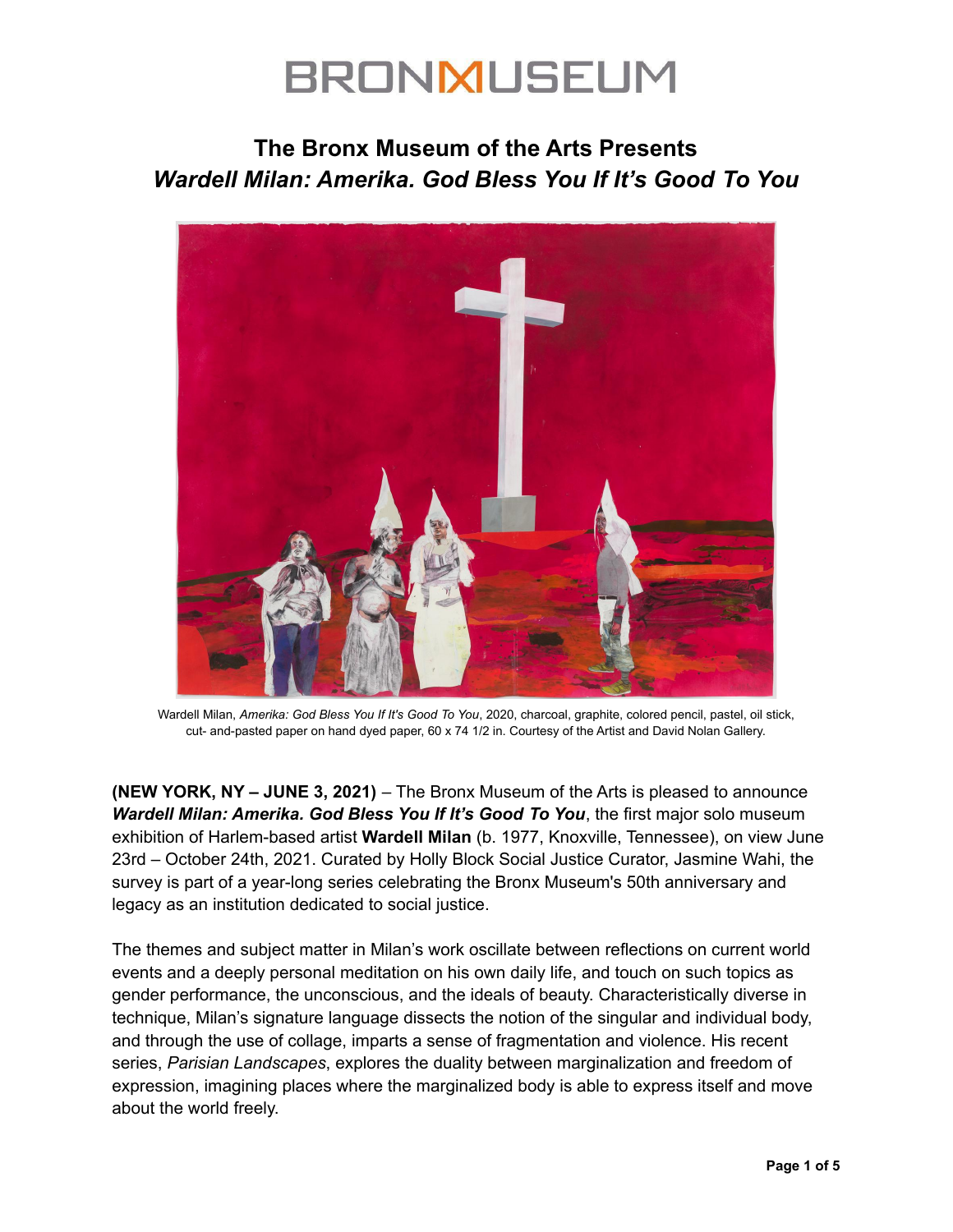BRONXMUSEUM

# The Bronx Museum of the Arts Presents *Wardell Milan: Amerika. God Bless You If It's Good To You*

Wardell Milan, *Amerika: God Bless You If It's Good To You*, 2020, charcoal, graphite, colored pencil, pastel, oil stick, cut- and-pasted paper on hand dyed paper, 60 x 74 1/2 in. Courtesy of the Artist and David Nolan Gallery.

**(NEW YORK, NY – JUNE 3, 2021)** – The Bronx Museum of the Arts is pleased to announce ***Wardell Milan: Amerika. God Bless You If It's Good To You***, the first major solo museum exhibition of Harlem-based artist **Wardell Milan** (b. 1977, Knoxville, Tennessee), on view June 23rd – October 24th, 2021. Curated by Holly Block Social Justice Curator, Jasmine Wahi, the survey is part of a year-long series celebrating the Bronx Museum's 50th anniversary and legacy as an institution dedicated to social justice.

The themes and subject matter in Milan's work oscillate between reflections on current world events and a deeply personal meditation on his own daily life, and touch on such topics as gender performance, the unconscious, and the ideals of beauty. Characteristically diverse in technique, Milan's signature language dissects the notion of the singular and individual body, and through the use of collage, imparts a sense of fragmentation and violence. His recent series, *Parisian Landscapes*, explores the duality between marginalization and freedom of expression, imagining places where the marginalized body is able to express itself and move about the world freely.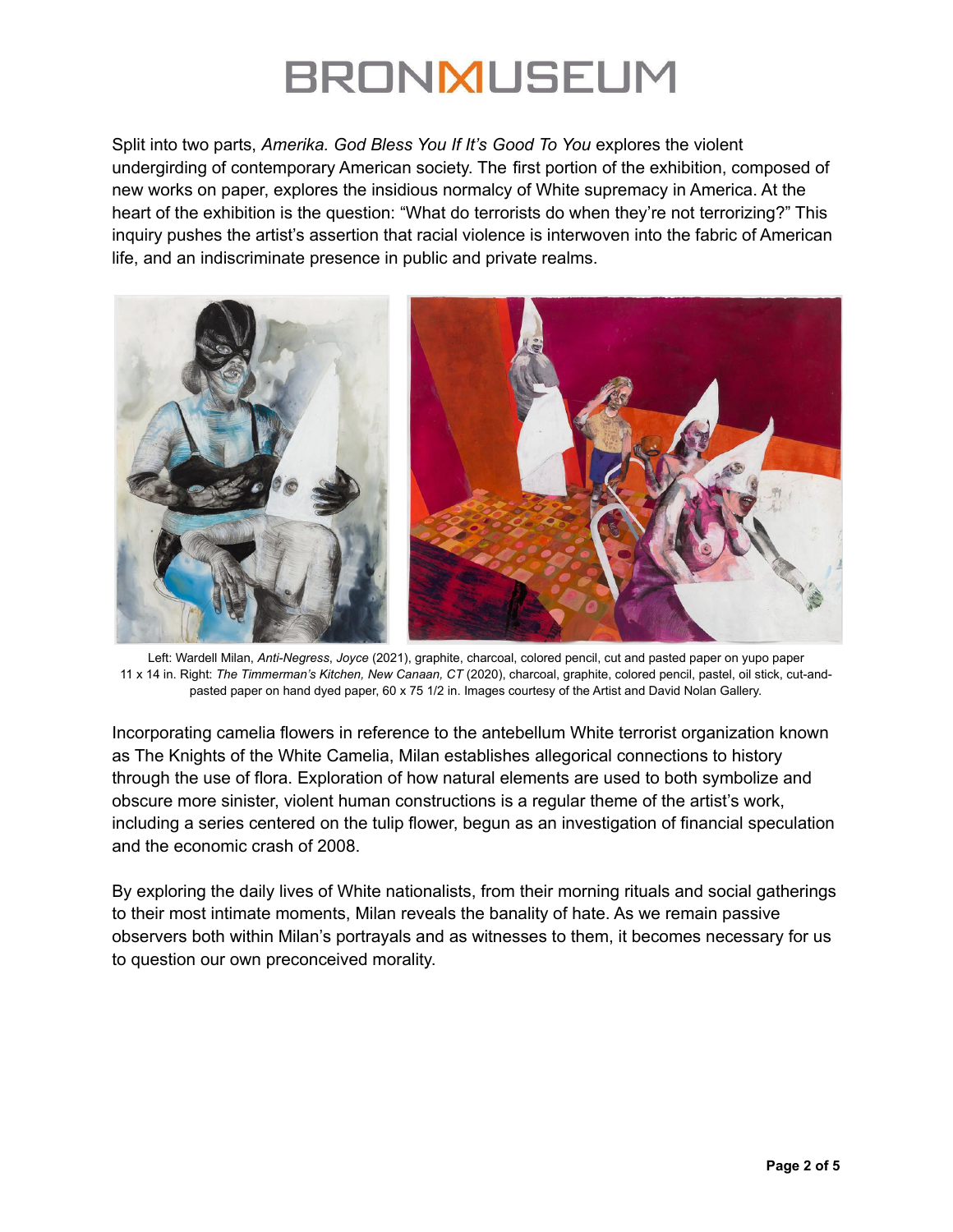Split into two parts, *Amerika. God Bless You If It's Good To You* explores the violent undergirding of contemporary American society. The first portion of the exhibition, composed of new works on paper, explores the insidious normalcy of White supremacy in America. At the heart of the exhibition is the question: "What do terrorists do when they're not terrorizing?" This inquiry pushes the artist's assertion that racial violence is interwoven into the fabric of American life, and an indiscriminate presence in public and private realms.

Left: Wardell Milan, *Anti-Negress*, *Joyce* (2021), graphite, charcoal, colored pencil, cut and pasted paper on yupo paper 11 x 14 in. Right: *The Timmerman's Kitchen, New Canaan, CT* (2020), charcoal, graphite, colored pencil, pastel, oil stick, cut-and-pasted paper on hand dyed paper, 60 x 75 1/2 in. Images courtesy of the Artist and David Nolan Gallery.

Incorporating camelia flowers in reference to the antebellum White terrorist organization known as The Knights of the White Camelia, Milan establishes allegorical connections to history through the use of flora. Exploration of how natural elements are used to both symbolize and obscure more sinister, violent human constructions is a regular theme of the artist's work, including a series centered on the tulip flower, begun as an investigation of financial speculation and the economic crash of 2008.

By exploring the daily lives of White nationalists, from their morning rituals and social gatherings to their most intimate moments, Milan reveals the banality of hate. As we remain passive observers both within Milan's portrayals and as witnesses to them, it becomes necessary for us to question our own preconceived morality.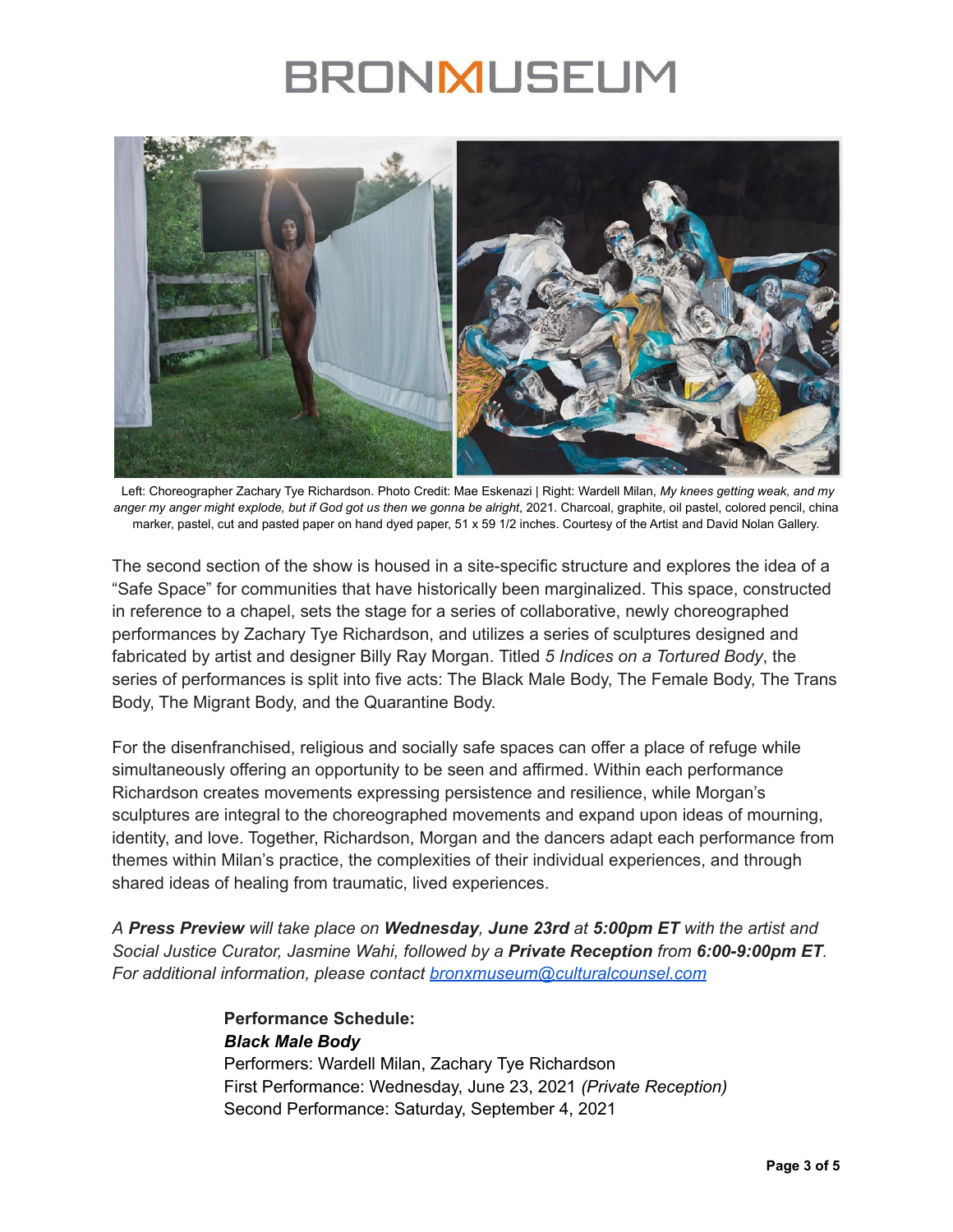Left: Choreographer Zachary Tye Richardson. Photo Credit: Mae Eskenazi | Right: Wardell Milan, *My knees getting weak, and my anger my anger might explode, but if God got us then we gonna be alright*, 2021. Charcoal, graphite, oil pastel, colored pencil, china marker, pastel, cut and pasted paper on hand dyed paper, 51 x 59 1/2 inches. Courtesy of the Artist and David Nolan Gallery.

The second section of the show is housed in a site-specific structure and explores the idea of a "Safe Space" for communities that have historically been marginalized. This space, constructed in reference to a chapel, sets the stage for a series of collaborative, newly choreographed performances by Zachary Tye Richardson, and utilizes a series of sculptures designed and fabricated by artist and designer Billy Ray Morgan. Titled *5 Indices on a Tortured Body*, the series of performances is split into five acts: The Black Male Body, The Female Body, The Trans Body, The Migrant Body, and the Quarantine Body.

For the disenfranchised, religious and socially safe spaces can offer a place of refuge while simultaneously offering an opportunity to be seen and affirmed. Within each performance Richardson creates movements expressing persistence and resilience, while Morgan's sculptures are integral to the choreographed movements and expand upon ideas of mourning, identity, and love. Together, Richardson, Morgan and the dancers adapt each performance from themes within Milan's practice, the complexities of their individual experiences, and through shared ideas of healing from traumatic, lived experiences.

*A **Press Preview** will take place on **Wednesday, June 23rd** at **5:00pm ET** with the artist and Social Justice Curator, Jasmine Wahi, followed by a **Private Reception** from **6:00-9:00pm ET**. For additional information, please contact [bronxmuseum@culturalcounsel.com](mailto:bronxmuseum@culturalcounsel.com)*

**Performance Schedule:**
***Black Male Body***
Performers: Wardell Milan, Zachary Tye Richardson
First Performance: Wednesday, June 23, 2021 *(Private Reception)*
Second Performance: Saturday, September 4, 2021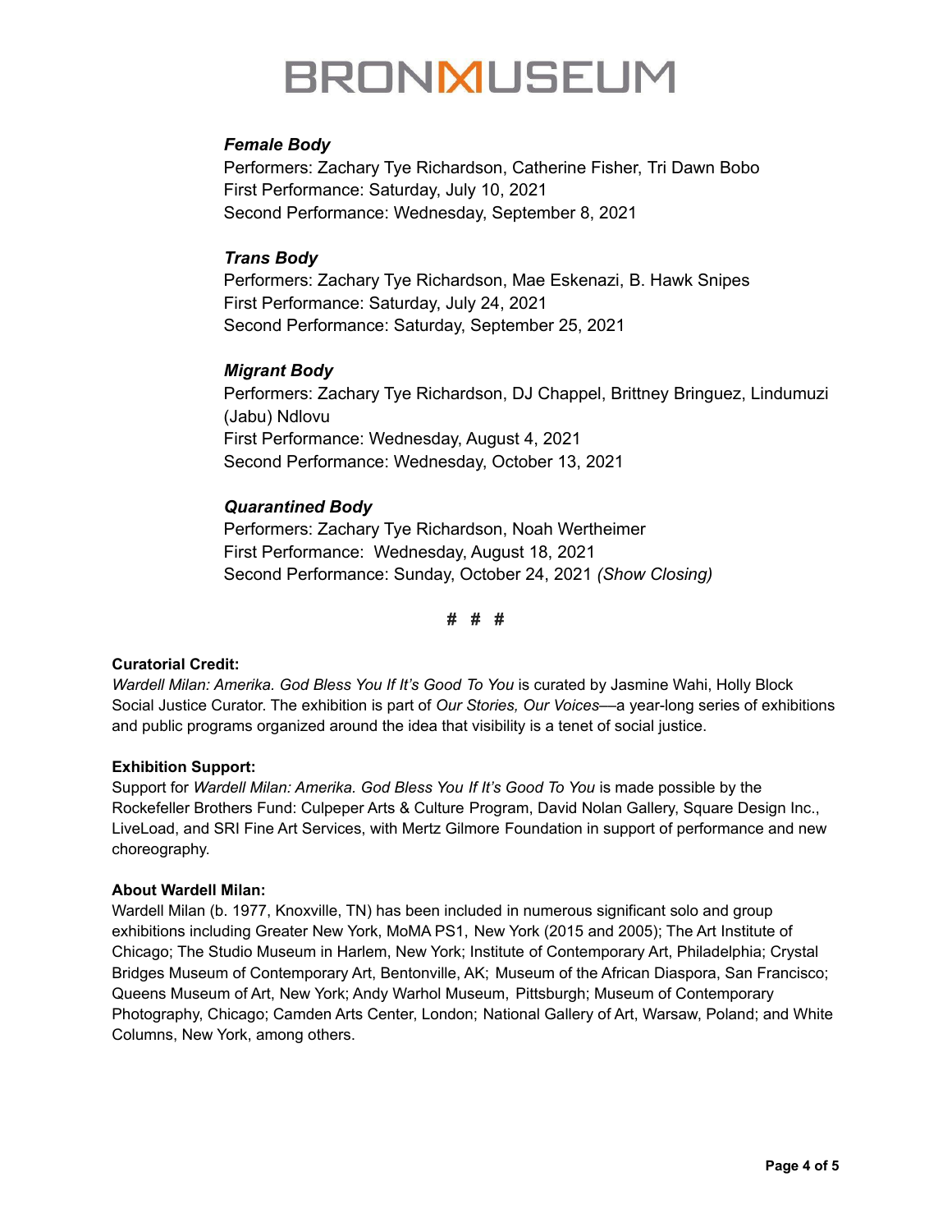### *Female Body*

Performers: Zachary Tye Richardson, Catherine Fisher, Tri Dawn Bobo
First Performance: Saturday, July 10, 2021
Second Performance: Wednesday, September 8, 2021

### *Trans Body*

Performers: Zachary Tye Richardson, Mae Eskenazi, B. Hawk Snipes
First Performance: Saturday, July 24, 2021
Second Performance: Saturday, September 25, 2021

### *Migrant Body*

Performers: Zachary Tye Richardson, DJ Chappel, Brittney Bringuez, Lindumuzi (Jabu) Ndlovu
First Performance: Wednesday, August 4, 2021
Second Performance: Wednesday, October 13, 2021

### *Quarantined Body*

Performers: Zachary Tye Richardson, Noah Wertheimer
First Performance: Wednesday, August 18, 2021
Second Performance: Sunday, October 24, 2021 *(Show Closing)*

# # #

**Curatorial Credit:**
*Wardell Milan: Amerika. God Bless You If It's Good To You* is curated by Jasmine Wahi, Holly Block Social Justice Curator. The exhibition is part of *Our Stories, Our Voices*—a year-long series of exhibitions and public programs organized around the idea that visibility is a tenet of social justice.

**Exhibition Support:**
Support for *Wardell Milan: Amerika. God Bless You If It's Good To You* is made possible by the Rockefeller Brothers Fund: Culpeper Arts & Culture Program, David Nolan Gallery, Square Design Inc., LiveLoad, and SRI Fine Art Services, with Mertz Gilmore Foundation in support of performance and new choreography.

**About Wardell Milan:**
Wardell Milan (b. 1977, Knoxville, TN) has been included in numerous significant solo and group exhibitions including Greater New York, MoMA PS1, New York (2015 and 2005); The Art Institute of Chicago; The Studio Museum in Harlem, New York; Institute of Contemporary Art, Philadelphia; Crystal Bridges Museum of Contemporary Art, Bentonville, AK; Museum of the African Diaspora, San Francisco; Queens Museum of Art, New York; Andy Warhol Museum, Pittsburgh; Museum of Contemporary Photography, Chicago; Camden Arts Center, London; National Gallery of Art, Warsaw, Poland; and White Columns, New York, among others.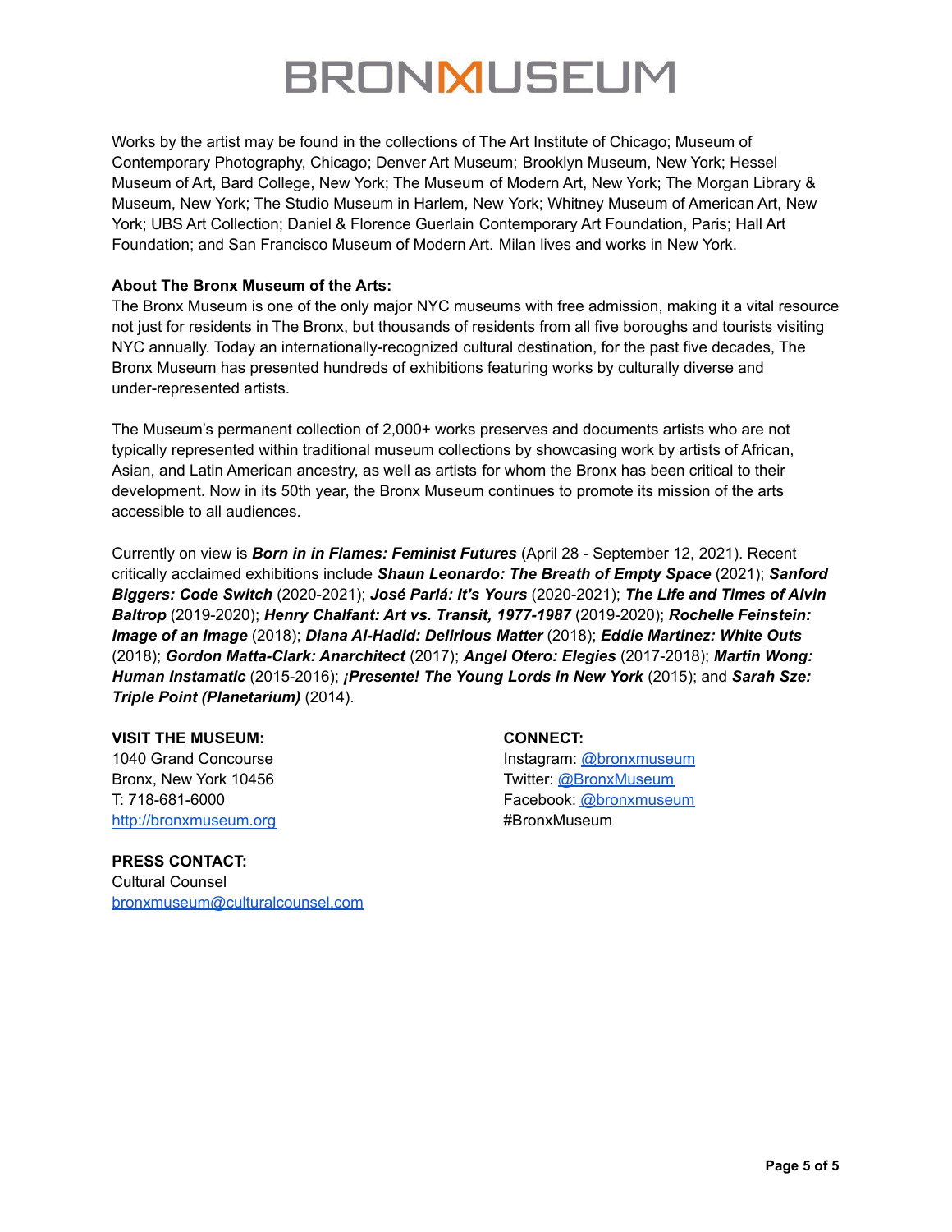Works by the artist may be found in the collections of The Art Institute of Chicago; Museum of Contemporary Photography, Chicago; Denver Art Museum; Brooklyn Museum, New York; Hessel Museum of Art, Bard College, New York; The Museum of Modern Art, New York; The Morgan Library & Museum, New York; The Studio Museum in Harlem, New York; Whitney Museum of American Art, New York; UBS Art Collection; Daniel & Florence Guerlain Contemporary Art Foundation, Paris; Hall Art Foundation; and San Francisco Museum of Modern Art. Milan lives and works in New York.

**About The Bronx Museum of the Arts:**

The Bronx Museum is one of the only major NYC museums with free admission, making it a vital resource not just for residents in The Bronx, but thousands of residents from all five boroughs and tourists visiting NYC annually. Today an internationally-recognized cultural destination, for the past five decades, The Bronx Museum has presented hundreds of exhibitions featuring works by culturally diverse and under-represented artists.

The Museum's permanent collection of 2,000+ works preserves and documents artists who are not typically represented within traditional museum collections by showcasing work by artists of African, Asian, and Latin American ancestry, as well as artists for whom the Bronx has been critical to their development. Now in its 50th year, the Bronx Museum continues to promote its mission of the arts accessible to all audiences.

Currently on view is ***Born in in Flames: Feminist Futures*** (April 28 - September 12, 2021). Recent critically acclaimed exhibitions include ***Shaun Leonardo: The Breath of Empty Space*** (2021); ***Sanford Biggers: Code Switch*** (2020-2021); ***José Parlá: It's Yours*** (2020-2021); ***The Life and Times of Alvin Baltrop*** (2019-2020); ***Henry Chalfant: Art vs. Transit, 1977-1987*** (2019-2020); ***Rochelle Feinstein: Image of an Image*** (2018); ***Diana Al-Hadid: Delirious Matter*** (2018); ***Eddie Martinez: White Outs*** (2018); ***Gordon Matta-Clark: Anarchitect*** (2017); ***Angel Otero: Elegies*** (2017-2018); ***Martin Wong: Human Instamatic*** (2015-2016); ***¡Presente! The Young Lords in New York*** (2015); and ***Sarah Sze: Triple Point (Planetarium)*** (2014).

**VISIT THE MUSEUM:**
1040 Grand Concourse
Bronx, New York 10456
T: 718-681-6000
http://bronxmuseum.org

**CONNECT:**
Instagram: @bronxmuseum
Twitter: @BronxMuseum
Facebook: @bronxmuseum
#BronxMuseum

**PRESS CONTACT:**
Cultural Counsel
bronxmuseum@culturalcounsel.com